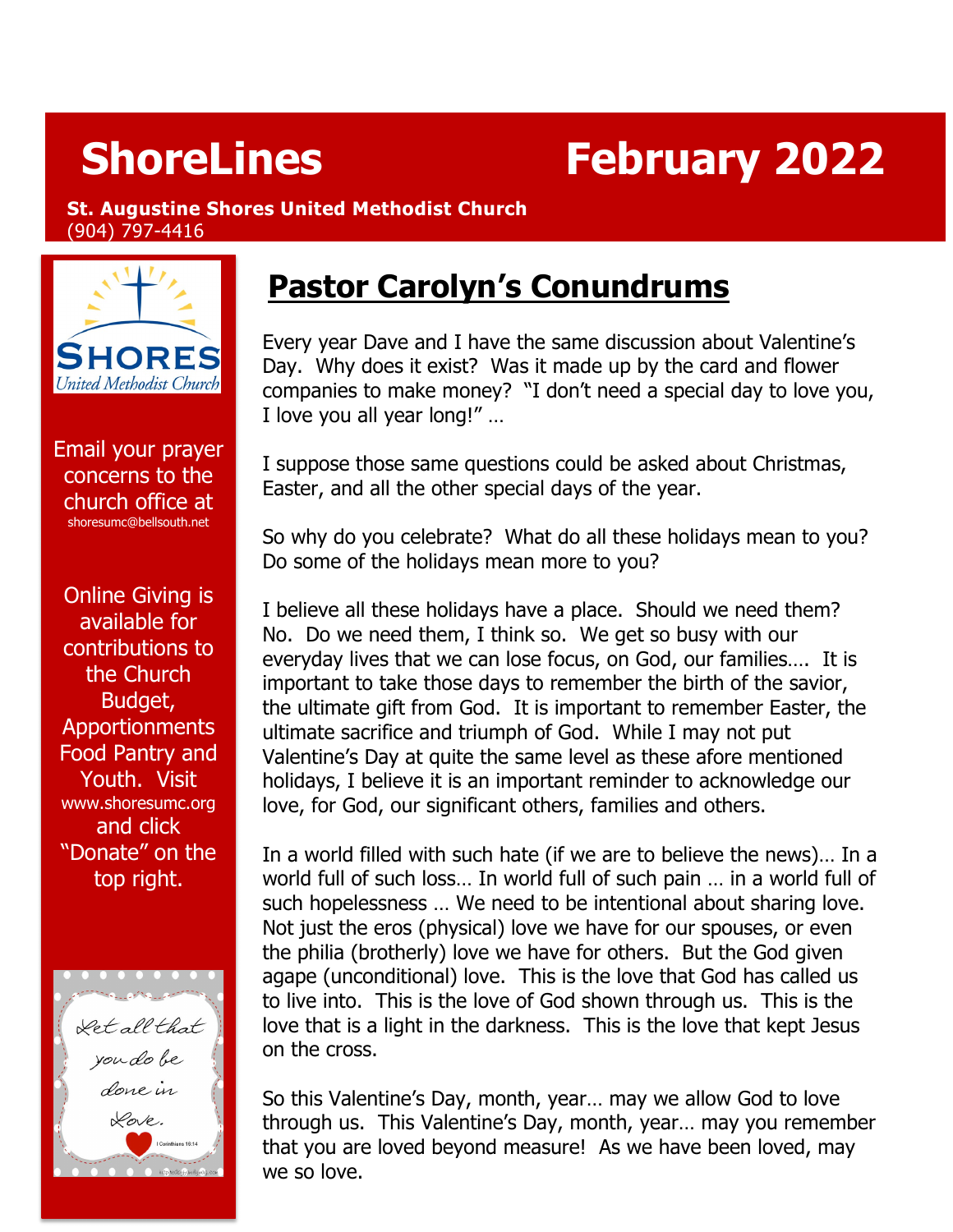# ShoreLines February 2022

**St. Augustine Shores United Methodist Church**
(904) 797-4416

Email your prayer concerns to the church office at shoresumc@bellsouth.net

Online Giving is available for contributions to the Church Budget, Apportionments Food Pantry and Youth. Visit www.shoresumc.org and click "Donate" on the top right.

Let all that you do be done in Love.
I Corinthians 16:14

## Pastor Carolyn's Conundrums

Every year Dave and I have the same discussion about Valentine's Day. Why does it exist? Was it made up by the card and flower companies to make money? "I don't need a special day to love you, I love you all year long!" …

I suppose those same questions could be asked about Christmas, Easter, and all the other special days of the year.

So why do you celebrate? What do all these holidays mean to you? Do some of the holidays mean more to you?

I believe all these holidays have a place. Should we need them? No. Do we need them, I think so. We get so busy with our everyday lives that we can lose focus, on God, our families…. It is important to take those days to remember the birth of the savior, the ultimate gift from God. It is important to remember Easter, the ultimate sacrifice and triumph of God. While I may not put Valentine's Day at quite the same level as these afore mentioned holidays, I believe it is an important reminder to acknowledge our love, for God, our significant others, families and others.

In a world filled with such hate (if we are to believe the news)… In a world full of such loss… In world full of such pain … in a world full of such hopelessness … We need to be intentional about sharing love. Not just the eros (physical) love we have for our spouses, or even the philia (brotherly) love we have for others. But the God given agape (unconditional) love. This is the love that God has called us to live into. This is the love of God shown through us. This is the love that is a light in the darkness. This is the love that kept Jesus on the cross.

So this Valentine's Day, month, year… may we allow God to love through us. This Valentine's Day, month, year… may you remember that you are loved beyond measure! As we have been loved, may we so love.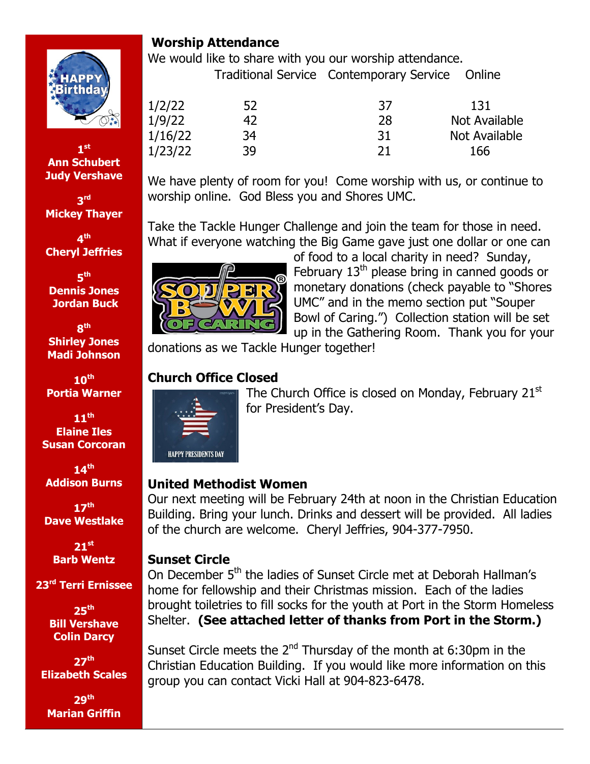**1st**
**Ann Schubert**
**Judy Vershave**

**3rd**
**Mickey Thayer**

**4th**
**Cheryl Jeffries**

**5th**
**Dennis Jones**
**Jordan Buck**

**8th**
**Shirley Jones**
**Madi Johnson**

**10th**
**Portia Warner**

**11th**
**Elaine Iles**
**Susan Corcoran**

**14th**
**Addison Burns**

**17th**
**Dave Westlake**

**21st**
**Barb Wentz**

**23rd Terri Ernissee**

**25th**
**Bill Vershave**
**Colin Darcy**

**27th**
**Elizabeth Scales**

**29th**
**Marian Griffin**

## Worship Attendance

We would like to share with you our worship attendance.

| | Traditional Service | Contemporary Service | Online |
|---|---|---|---|
| 1/2/22 | 52 | 37 | 131 |
| 1/9/22 | 42 | 28 | Not Available |
| 1/16/22 | 34 | 31 | Not Available |
| 1/23/22 | 39 | 21 | 166 |

We have plenty of room for you! Come worship with us, or continue to worship online. God Bless you and Shores UMC.

Take the Tackle Hunger Challenge and join the team for those in need. What if everyone watching the Big Game gave just one dollar or one can of food to a local charity in need? Sunday, February 13th please bring in canned goods or monetary donations (check payable to "Shores UMC" and in the memo section put "Souper Bowl of Caring.") Collection station will be set up in the Gathering Room. Thank you for your donations as we Tackle Hunger together!

## Church Office Closed

The Church Office is closed on Monday, February 21st for President's Day.

## United Methodist Women

Our next meeting will be February 24th at noon in the Christian Education Building. Bring your lunch. Drinks and dessert will be provided. All ladies of the church are welcome. Cheryl Jeffries, 904-377-7950.

## Sunset Circle

On December 5th the ladies of Sunset Circle met at Deborah Hallman's home for fellowship and their Christmas mission. Each of the ladies brought toiletries to fill socks for the youth at Port in the Storm Homeless Shelter. **(See attached letter of thanks from Port in the Storm.)**

Sunset Circle meets the 2nd Thursday of the month at 6:30pm in the Christian Education Building. If you would like more information on this group you can contact Vicki Hall at 904-823-6478.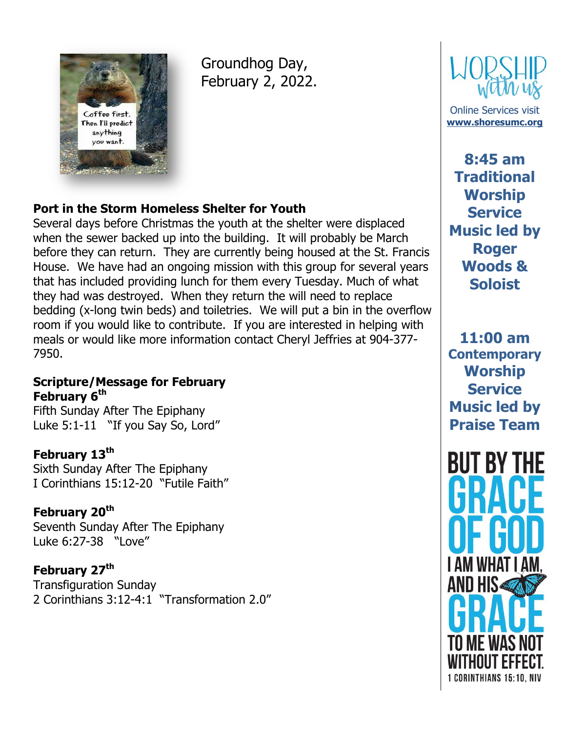Groundhog Day, February 2, 2022.

Coffee first. Then I'll predict anything you want.

**Port in the Storm Homeless Shelter for Youth**

Several days before Christmas the youth at the shelter were displaced when the sewer backed up into the building. It will probably be March before they can return. They are currently being housed at the St. Francis House. We have had an ongoing mission with this group for several years that has included providing lunch for them every Tuesday. Much of what they had was destroyed. When they return the will need to replace bedding (x-long twin beds) and toiletries. We will put a bin in the overflow room if you would like to contribute. If you are interested in helping with meals or would like more information contact Cheryl Jeffries at 904-377-7950.

**Scripture/Message for February**

**February 6th**
Fifth Sunday After The Epiphany
Luke 5:1-11 "If you Say So, Lord"

**February 13th**
Sixth Sunday After The Epiphany
I Corinthians 15:12-20 "Futile Faith"

**February 20th**
Seventh Sunday After The Epiphany
Luke 6:27-38 "Love"

**February 27th**
Transfiguration Sunday
2 Corinthians 3:12-4:1 "Transformation 2.0"

WORSHIP with us

Online Services visit **www.shoresumc.org**

**8:45 am Traditional Worship Service Music led by Roger Woods & Soloist**

**11:00 am Contemporary Worship Service Music led by Praise Team**

BUT BY THE GRACE OF GOD I AM WHAT I AM, AND HIS GRACE TO ME WAS NOT WITHOUT EFFECT.
1 CORINTHIANS 15:10, NIV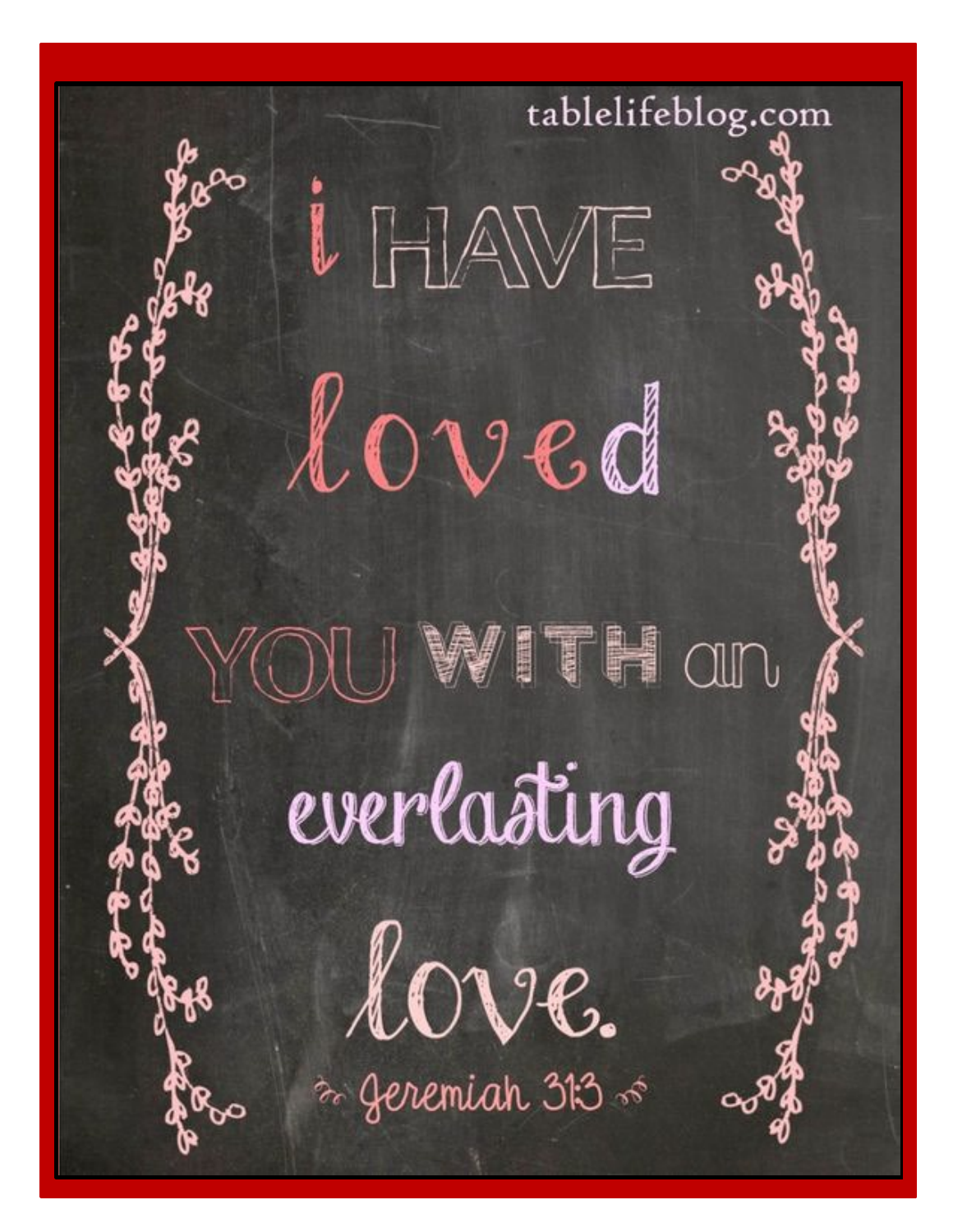tablelifeblog.com

i HAVE loved YOU WITH an everlasting love.

Jeremiah 31:3